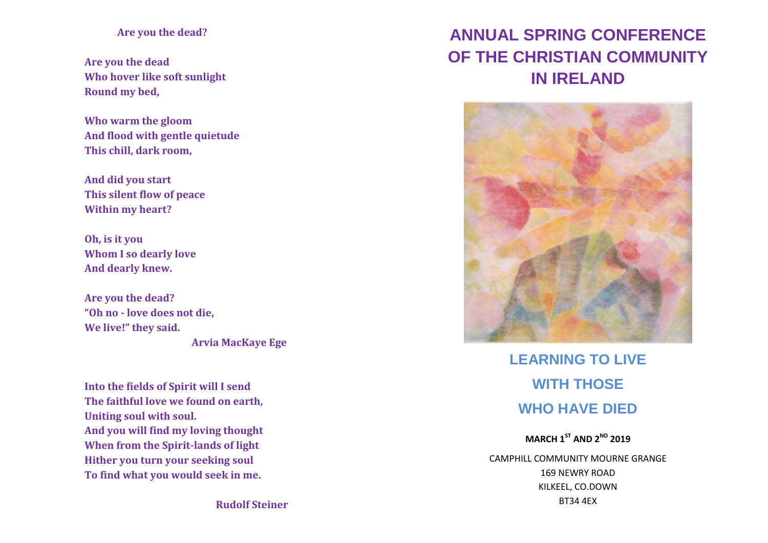**Are you the dead?**

**Are you the dead**
**Who hover like soft sunlight**
**Round my bed,**

**Who warm the gloom**
**And flood with gentle quietude**
**This chill, dark room,**

**And did you start**
**This silent flow of peace**
**Within my heart?**

**Oh, is it you**
**Whom I so dearly love**
**And dearly knew.**

**Are you the dead?**
**"Oh no - love does not die,**
**We live!" they said.**

**Arvia MacKaye Ege**

**Into the fields of Spirit will I send**
**The faithful love we found on earth,**
**Uniting soul with soul.**
**And you will find my loving thought**
**When from the Spirit-lands of light**
**Hither you turn your seeking soul**
**To find what you would seek in me.**

**Rudolf Steiner**

# ANNUAL SPRING CONFERENCE OF THE CHRISTIAN COMMUNITY IN IRELAND

## LEARNING TO LIVE WITH THOSE WHO HAVE DIED

**MARCH 1ST AND 2ND 2019**

CAMPHILL COMMUNITY MOURNE GRANGE
169 NEWRY ROAD
KILKEEL, CO.DOWN
BT34 4EX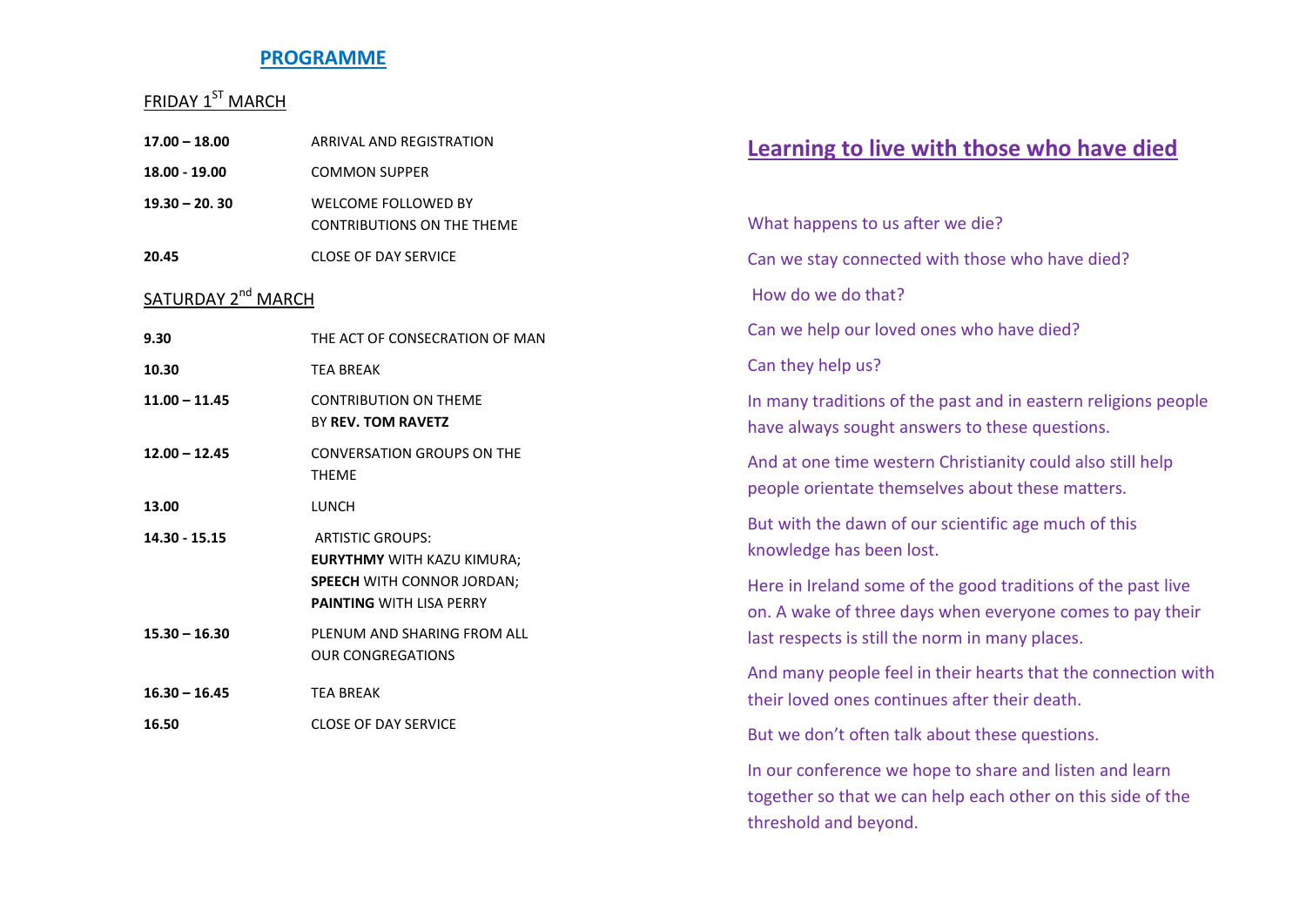## PROGRAMME

### FRIDAY 1ST MARCH

| | |
|---|---|
| **17.00 – 18.00** | ARRIVAL AND REGISTRATION |
| **18.00 - 19.00** | COMMON SUPPER |
| **19.30 – 20. 30** | WELCOME FOLLOWED BY CONTRIBUTIONS ON THE THEME |
| **20.45** | CLOSE OF DAY SERVICE |

### SATURDAY 2nd MARCH

| | |
|---|---|
| **9.30** | THE ACT OF CONSECRATION OF MAN |
| **10.30** | TEA BREAK |
| **11.00 – 11.45** | CONTRIBUTION ON THEME BY **REV. TOM RAVETZ** |
| **12.00 – 12.45** | CONVERSATION GROUPS ON THE THEME |
| **13.00** | LUNCH |
| **14.30 - 15.15** | ARTISTIC GROUPS: **EURYTHMY** WITH KAZU KIMURA; **SPEECH** WITH CONNOR JORDAN; **PAINTING** WITH LISA PERRY |
| **15.30 – 16.30** | PLENUM AND SHARING FROM ALL OUR CONGREGATIONS |
| **16.30 – 16.45** | TEA BREAK |
| **16.50** | CLOSE OF DAY SERVICE |

## Learning to live with those who have died

What happens to us after we die?

Can we stay connected with those who have died?

How do we do that?

Can we help our loved ones who have died?

Can they help us?

In many traditions of the past and in eastern religions people have always sought answers to these questions.

And at one time western Christianity could also still help people orientate themselves about these matters.

But with the dawn of our scientific age much of this knowledge has been lost.

Here in Ireland some of the good traditions of the past live on. A wake of three days when everyone comes to pay their last respects is still the norm in many places.

And many people feel in their hearts that the connection with their loved ones continues after their death.

But we don't often talk about these questions.

In our conference we hope to share and listen and learn together so that we can help each other on this side of the threshold and beyond.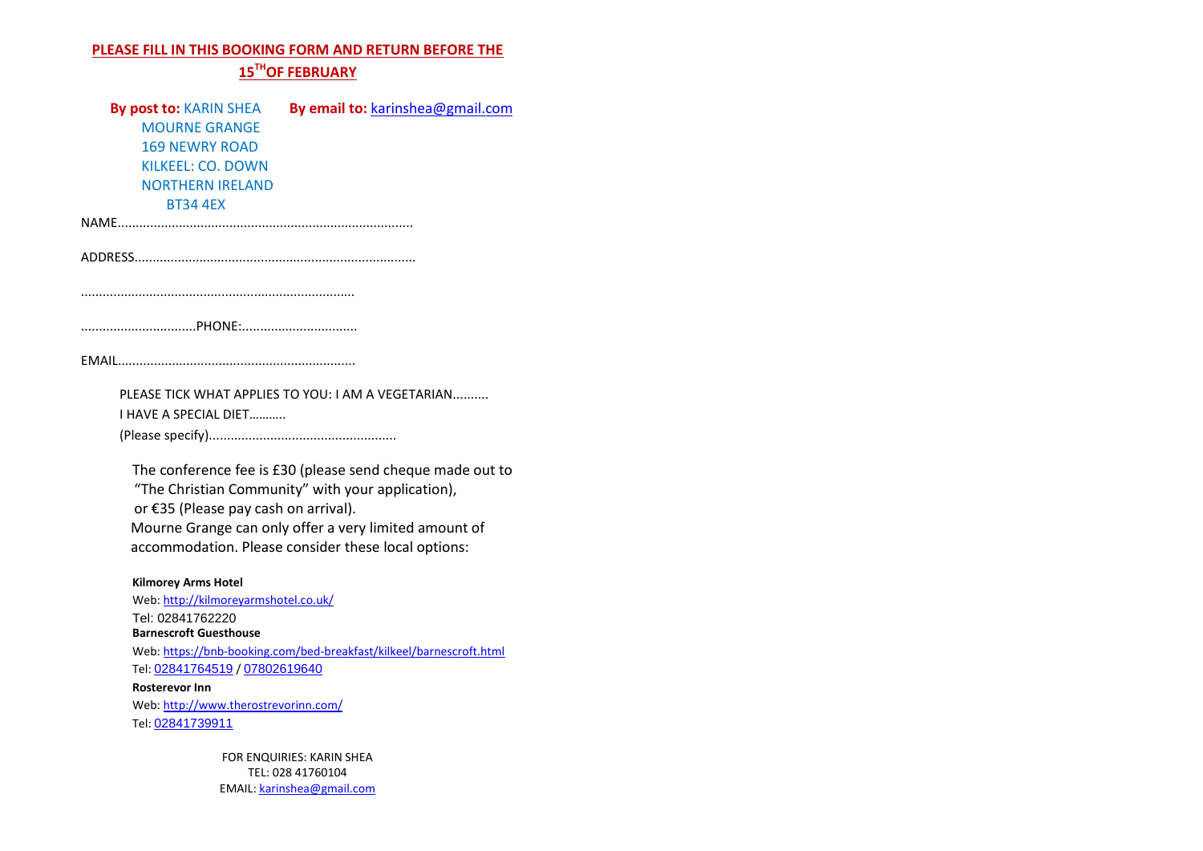**PLEASE FILL IN THIS BOOKING FORM AND RETURN BEFORE THE 15TH OF FEBRUARY**

**By post to:** KARIN SHEA
MOURNE GRANGE
169 NEWRY ROAD
KILKEEL: CO. DOWN
NORTHERN IRELAND
BT34 4EX

**By email to:** karinshea@gmail.com

NAME.................................................................................

ADDRESS.............................................................................

...........................................................................

................................PHONE:................................

EMAIL.................................................................

PLEASE TICK WHAT APPLIES TO YOU: I AM A VEGETARIAN..........

I HAVE A SPECIAL DIET……….

(Please specify)...................................................

The conference fee is £30 (please send cheque made out to "The Christian Community" with your application), or €35 (Please pay cash on arrival).

Mourne Grange can only offer a very limited amount of accommodation. Please consider these local options:

**Kilmorey Arms Hotel**
Web: http://kilmoreyarmshotel.co.uk/
Tel: 02841762220

**Barnescroft Guesthouse**
Web: https://bnb-booking.com/bed-breakfast/kilkeel/barnescroft.html
Tel: 02841764519 / 07802619640

**Rosterevor Inn**
Web: http://www.therostrevorinn.com/
Tel: 02841739911

FOR ENQUIRIES: KARIN SHEA
TEL: 028 41760104
EMAIL: karinshea@gmail.com